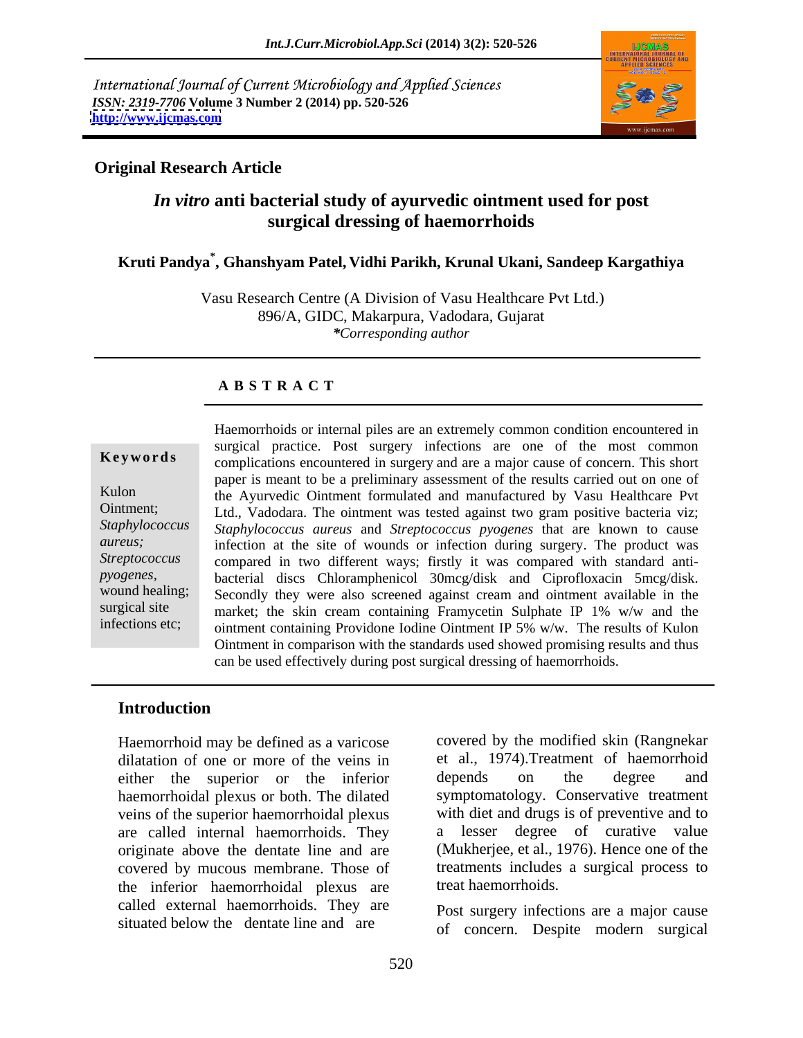International Journal of Current Microbiology and Applied Sciences
*ISSN: 2319-7706* **Volume 3 Number 2 (2014) pp. 520-526**
**http://www.ijcmas.com**

**Original Research Article**

# *In vitro* anti bacterial study of ayurvedic ointment used for post surgical dressing of haemorrhoids

**Kruti Pandya*, Ghanshyam Patel, Vidhi Parikh, Krunal Ukani, Sandeep Kargathiya**

Vasu Research Centre (A Division of Vasu Healthcare Pvt Ltd.)
896/A, GIDC, Makarpura, Vadodara, Gujarat
*\*Corresponding author*

## A B S T R A C T

**Keywords**

Kulon Ointment; *Staphylococcus aureus; Streptococcus pyogenes*, wound healing; surgical site infections etc;

Haemorrhoids or internal piles are an extremely common condition encountered in surgical practice. Post surgery infections are one of the most common complications encountered in surgery and are a major cause of concern. This short paper is meant to be a preliminary assessment of the results carried out on one of the Ayurvedic Ointment formulated and manufactured by Vasu Healthcare Pvt Ltd., Vadodara. The ointment was tested against two gram positive bacteria viz; *Staphylococcus aureus* and *Streptococcus pyogenes* that are known to cause infection at the site of wounds or infection during surgery. The product was compared in two different ways; firstly it was compared with standard anti-bacterial discs Chloramphenicol 30mcg/disk and Ciprofloxacin 5mcg/disk. Secondly they were also screened against cream and ointment available in the market; the skin cream containing Framycetin Sulphate IP 1% w/w and the ointment containing Providone Iodine Ointment IP 5% w/w. The results of Kulon Ointment in comparison with the standards used showed promising results and thus can be used effectively during post surgical dressing of haemorrhoids.

## Introduction

Haemorrhoid may be defined as a varicose dilatation of one or more of the veins in either the superior or the inferior haemorrhoidal plexus or both. The dilated veins of the superior haemorrhoidal plexus are called internal haemorrhoids. They originate above the dentate line and are covered by mucous membrane. Those of the inferior haemorrhoidal plexus are called external haemorrhoids. They are situated below the dentate line and are covered by the modified skin (Rangnekar et al., 1974).Treatment of haemorrhoid depends on the degree and symptomatology. Conservative treatment with diet and drugs is of preventive and to a lesser degree of curative value (Mukherjee, et al., 1976). Hence one of the treatments includes a surgical process to treat haemorrhoids.

Post surgery infections are a major cause of concern. Despite modern surgical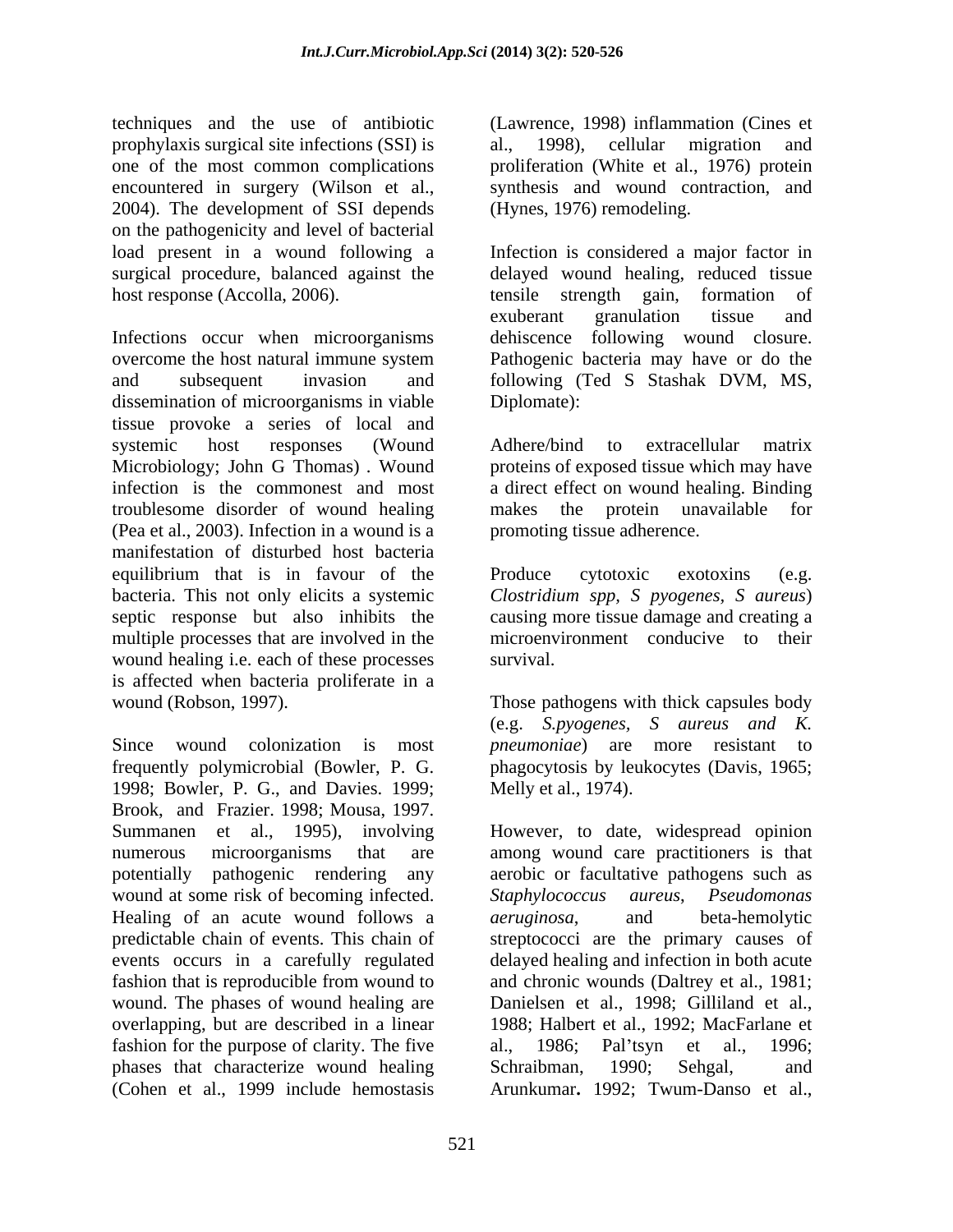techniques and the use of antibiotic prophylaxis surgical site infections (SSI) is one of the most common complications encountered in surgery (Wilson et al., 2004). The development of SSI depends on the pathogenicity and level of bacterial load present in a wound following a surgical procedure, balanced against the host response (Accolla, 2006).

Infections occur when microorganisms overcome the host natural immune system and subsequent invasion and dissemination of microorganisms in viable tissue provoke a series of local and systemic host responses (Wound Microbiology; John G Thomas) . Wound infection is the commonest and most troublesome disorder of wound healing (Pea et al., 2003). Infection in a wound is a manifestation of disturbed host bacteria equilibrium that is in favour of the bacteria. This not only elicits a systemic septic response but also inhibits the multiple processes that are involved in the wound healing i.e. each of these processes is affected when bacteria proliferate in a wound (Robson, 1997).

Since wound colonization is most frequently polymicrobial (Bowler, P. G. 1998; Bowler, P. G., and Davies. 1999; Brook, and Frazier. 1998; Mousa, 1997. Summanen et al., 1995), involving numerous microorganisms that are potentially pathogenic rendering any wound at some risk of becoming infected. Healing of an acute wound follows a predictable chain of events. This chain of events occurs in a carefully regulated fashion that is reproducible from wound to wound. The phases of wound healing are overlapping, but are described in a linear fashion for the purpose of clarity. The five phases that characterize wound healing (Cohen et al., 1999 include hemostasis (Lawrence, 1998) inflammation (Cines et al., 1998), cellular migration and proliferation (White et al., 1976) protein synthesis and wound contraction, and (Hynes, 1976) remodeling.

Infection is considered a major factor in delayed wound healing, reduced tissue tensile strength gain, formation of exuberant granulation tissue and dehiscence following wound closure. Pathogenic bacteria may have or do the following (Ted S Stashak DVM, MS, Diplomate):

Adhere/bind to extracellular matrix proteins of exposed tissue which may have a direct effect on wound healing. Binding makes the protein unavailable for promoting tissue adherence.

Produce cytotoxic exotoxins (e.g. *Clostridium spp, S pyogenes, S aureus*) causing more tissue damage and creating a microenvironment conducive to their survival.

Those pathogens with thick capsules body (e.g. *S.pyogenes*, *S aureus and K. pneumoniae*) are more resistant to phagocytosis by leukocytes (Davis, 1965; Melly et al., 1974).

However, to date, widespread opinion among wound care practitioners is that aerobic or facultative pathogens such as *Staphylococcus aureus*, *Pseudomonas aeruginosa*, and beta-hemolytic streptococci are the primary causes of delayed healing and infection in both acute and chronic wounds (Daltrey et al., 1981; Danielsen et al., 1998; Gilliland et al., 1988; Halbert et al., 1992; MacFarlane et al., 1986; Pal'tsyn et al., 1996; Schraibman, 1990; Sehgal, and Arunkumar**.** 1992; Twum-Danso et al.,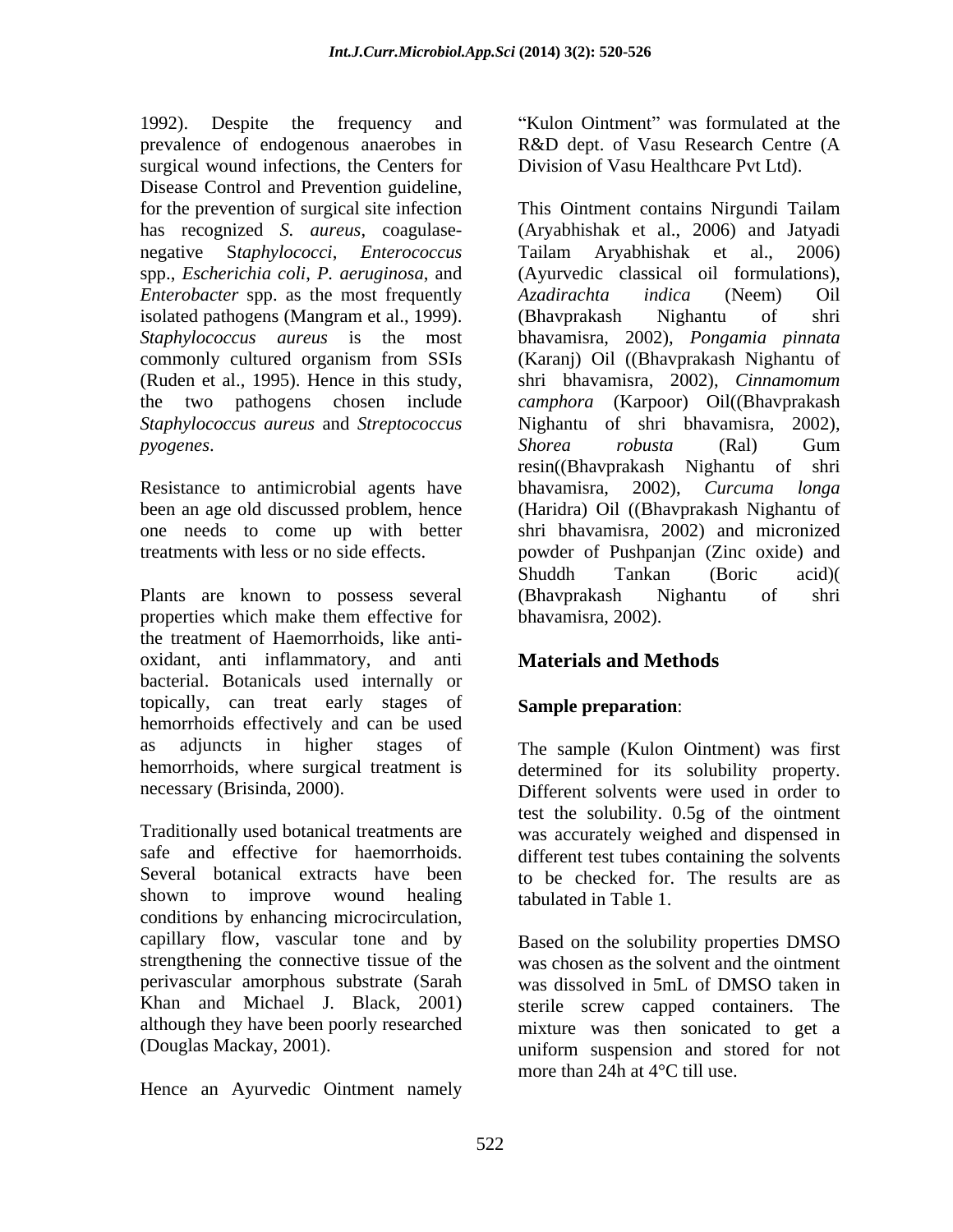1992). Despite the frequency and prevalence of endogenous anaerobes in surgical wound infections, the Centers for Disease Control and Prevention guideline, for the prevention of surgical site infection has recognized *S. aureus*, coagulase-negative S*taphylococci*, *Enterococcus* spp., *Escherichia coli*, *P. aeruginosa*, and *Enterobacter* spp. as the most frequently isolated pathogens (Mangram et al., 1999). *Staphylococcus aureus* is the most commonly cultured organism from SSIs (Ruden et al., 1995). Hence in this study, the two pathogens chosen include *Staphylococcus aureus* and *Streptococcus pyogenes*.

Resistance to antimicrobial agents have been an age old discussed problem, hence one needs to come up with better treatments with less or no side effects.

Plants are known to possess several properties which make them effective for the treatment of Haemorrhoids, like anti-oxidant, anti inflammatory, and anti bacterial. Botanicals used internally or topically, can treat early stages of hemorrhoids effectively and can be used as adjuncts in higher stages of hemorrhoids, where surgical treatment is necessary (Brisinda, 2000).

Traditionally used botanical treatments are safe and effective for haemorrhoids. Several botanical extracts have been shown to improve wound healing conditions by enhancing microcirculation, capillary flow, vascular tone and by strengthening the connective tissue of the perivascular amorphous substrate (Sarah Khan and Michael J. Black, 2001) although they have been poorly researched (Douglas Mackay, 2001).

Hence an Ayurvedic Ointment namely "Kulon Ointment" was formulated at the R&D dept. of Vasu Research Centre (A Division of Vasu Healthcare Pvt Ltd).

This Ointment contains Nirgundi Tailam (Aryabhishak et al., 2006) and Jatyadi Tailam Aryabhishak et al., 2006) (Ayurvedic classical oil formulations), *Azadirachta indica* (Neem) Oil (Bhavprakash Nighantu of shri bhavamisra, 2002), *Pongamia pinnata* (Karanj) Oil ((Bhavprakash Nighantu of shri bhavamisra, 2002), *Cinnamomum camphora* (Karpoor) Oil((Bhavprakash Nighantu of shri bhavamisra, 2002), *Shorea robusta* (Ral) Gum resin((Bhavprakash Nighantu of shri bhavamisra, 2002), *Curcuma longa* (Haridra) Oil ((Bhavprakash Nighantu of shri bhavamisra, 2002) and micronized powder of Pushpanjan (Zinc oxide) and Shuddh Tankan (Boric acid)( (Bhavprakash Nighantu of shri bhavamisra, 2002).

## Materials and Methods

### Sample preparation:

The sample (Kulon Ointment) was first determined for its solubility property. Different solvents were used in order to test the solubility. 0.5g of the ointment was accurately weighed and dispensed in different test tubes containing the solvents to be checked for. The results are as tabulated in Table 1.

Based on the solubility properties DMSO was chosen as the solvent and the ointment was dissolved in 5mL of DMSO taken in sterile screw capped containers. The mixture was then sonicated to get a uniform suspension and stored for not more than 24h at 4°C till use.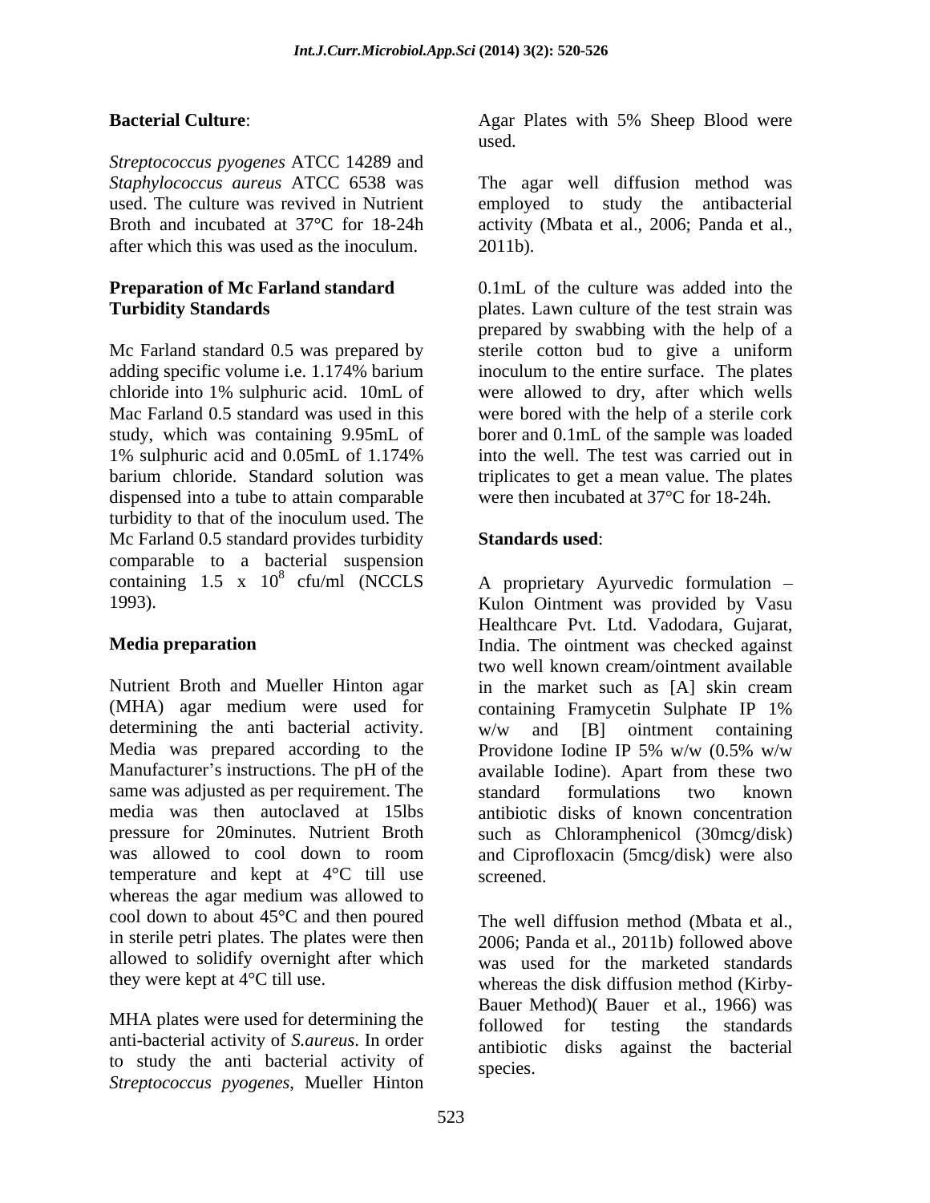**Bacterial Culture**:

*Streptococcus pyogenes* ATCC 14289 and *Staphylococcus aureus* ATCC 6538 was used. The culture was revived in Nutrient Broth and incubated at 37°C for 18-24h after which this was used as the inoculum.

**Preparation of Mc Farland standard Turbidity Standards**

Mc Farland standard 0.5 was prepared by adding specific volume i.e. 1.174% barium chloride into 1% sulphuric acid. 10mL of Mac Farland 0.5 standard was used in this study, which was containing 9.95mL of 1% sulphuric acid and 0.05mL of 1.174% barium chloride. Standard solution was dispensed into a tube to attain comparable turbidity to that of the inoculum used. The Mc Farland 0.5 standard provides turbidity comparable to a bacterial suspension containing $1.5 \times 10^8$ cfu/ml (NCCLS 1993).

**Media preparation**

Nutrient Broth and Mueller Hinton agar (MHA) agar medium were used for determining the anti bacterial activity. Media was prepared according to the Manufacturer's instructions. The pH of the same was adjusted as per requirement. The media was then autoclaved at 15lbs pressure for 20minutes. Nutrient Broth was allowed to cool down to room temperature and kept at 4°C till use whereas the agar medium was allowed to cool down to about 45°C and then poured in sterile petri plates. The plates were then allowed to solidify overnight after which they were kept at 4°C till use.

MHA plates were used for determining the anti-bacterial activity of *S.aureus*. In order to study the anti bacterial activity of *Streptococcus pyogenes*, Mueller Hinton Agar Plates with 5% Sheep Blood were used.

The agar well diffusion method was employed to study the antibacterial activity (Mbata et al., 2006; Panda et al., 2011b).

0.1mL of the culture was added into the plates. Lawn culture of the test strain was prepared by swabbing with the help of a sterile cotton bud to give a uniform inoculum to the entire surface. The plates were allowed to dry, after which wells were bored with the help of a sterile cork borer and 0.1mL of the sample was loaded into the well. The test was carried out in triplicates to get a mean value. The plates were then incubated at 37°C for 18-24h.

**Standards used**:

A proprietary Ayurvedic formulation – Kulon Ointment was provided by Vasu Healthcare Pvt. Ltd. Vadodara, Gujarat, India. The ointment was checked against two well known cream/ointment available in the market such as [A] skin cream containing Framycetin Sulphate IP 1% w/w and [B] ointment containing Providone Iodine IP 5% w/w (0.5% w/w available Iodine). Apart from these two standard formulations two known antibiotic disks of known concentration such as Chloramphenicol (30mcg/disk) and Ciprofloxacin (5mcg/disk) were also screened.

The well diffusion method (Mbata et al., 2006; Panda et al., 2011b) followed above was used for the marketed standards whereas the disk diffusion method (Kirby-Bauer Method)( Bauer et al., 1966) was followed for testing the standards antibiotic disks against the bacterial species.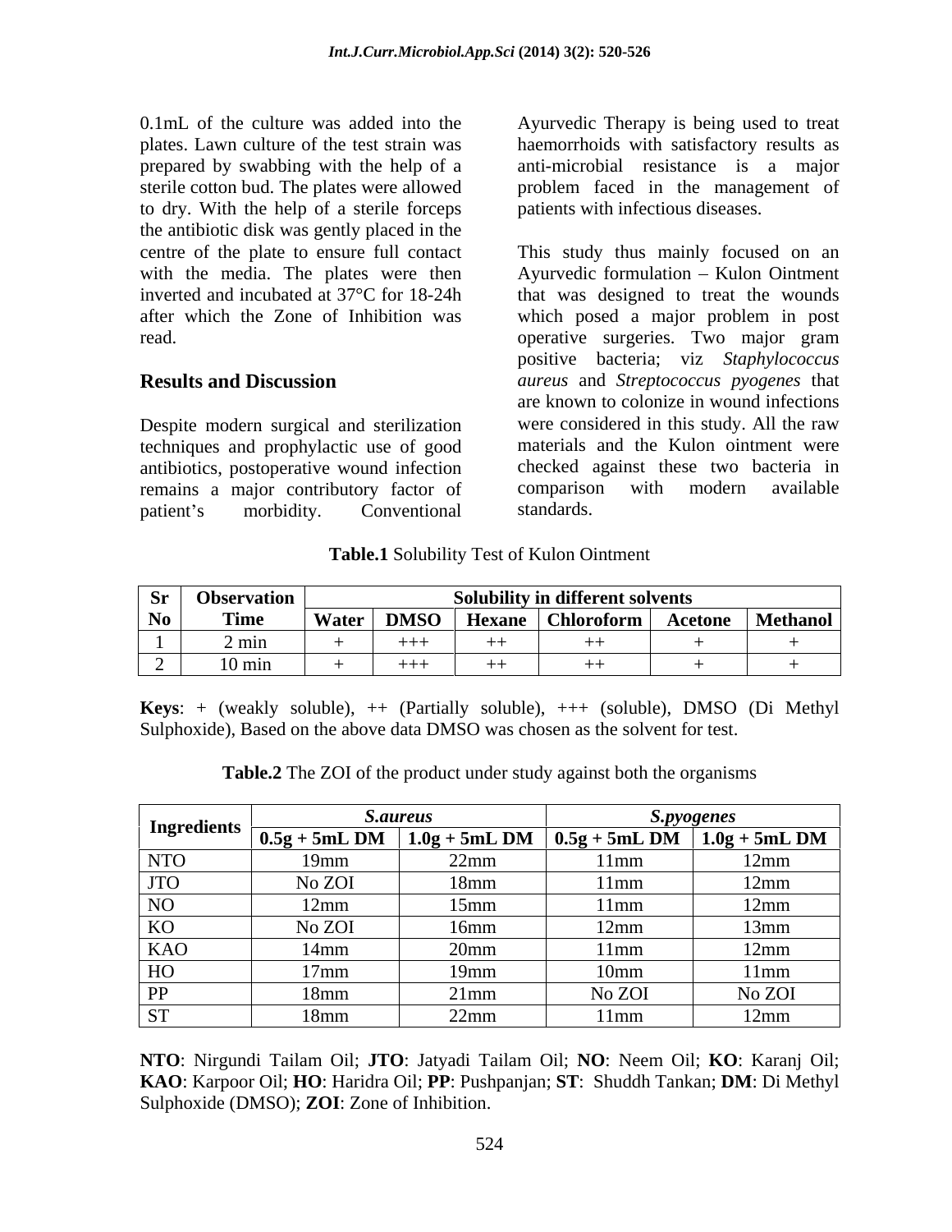0.1mL of the culture was added into the plates. Lawn culture of the test strain was prepared by swabbing with the help of a sterile cotton bud. The plates were allowed to dry. With the help of a sterile forceps the antibiotic disk was gently placed in the centre of the plate to ensure full contact with the media. The plates were then inverted and incubated at 37°C for 18-24h after which the Zone of Inhibition was read.

## Results and Discussion

Despite modern surgical and sterilization techniques and prophylactic use of good antibiotics, postoperative wound infection remains a major contributory factor of patient's morbidity. Conventional Ayurvedic Therapy is being used to treat haemorrhoids with satisfactory results as anti-microbial resistance is a major problem faced in the management of patients with infectious diseases.

This study thus mainly focused on an Ayurvedic formulation – Kulon Ointment that was designed to treat the wounds which posed a major problem in post operative surgeries. Two major gram positive bacteria; viz *Staphylococcus aureus* and *Streptococcus pyogenes* that are known to colonize in wound infections were considered in this study. All the raw materials and the Kulon ointment were checked against these two bacteria in comparison with modern available standards.

**Table.1** Solubility Test of Kulon Ointment

| Sr No | Observation Time | Solubility in different solvents | | | | | |
|---|---|---|---|---|---|---|---|
| | | Water | DMSO | Hexane | Chloroform | Acetone | Methanol |
| 1 | 2 min | + | +++ | ++ | ++ | + | + |
| 2 | 10 min | + | +++ | ++ | ++ | + | + |

**Keys**: + (weakly soluble), ++ (Partially soluble), +++ (soluble), DMSO (Di Methyl Sulphoxide), Based on the above data DMSO was chosen as the solvent for test.

**Table.2** The ZOI of the product under study against both the organisms

| Ingredients | *S.aureus* | | *S.pyogenes* | |
|---|---|---|---|---|
| | 0.5g + 5mL DM | 1.0g + 5mL DM | 0.5g + 5mL DM | 1.0g + 5mL DM |
| NTO | 19mm | 22mm | 11mm | 12mm |
| JTO | No ZOI | 18mm | 11mm | 12mm |
| NO | 12mm | 15mm | 11mm | 12mm |
| KO | No ZOI | 16mm | 12mm | 13mm |
| KAO | 14mm | 20mm | 11mm | 12mm |
| HO | 17mm | 19mm | 10mm | 11mm |
| PP | 18mm | 21mm | No ZOI | No ZOI |
| ST | 18mm | 22mm | 11mm | 12mm |

**NTO**: Nirgundi Tailam Oil; **JTO**: Jatyadi Tailam Oil; **NO**: Neem Oil; **KO**: Karanj Oil; **KAO**: Karpoor Oil; **HO**: Haridra Oil; **PP**: Pushpanjan; **ST**: Shuddh Tankan; **DM**: Di Methyl Sulphoxide (DMSO); **ZOI**: Zone of Inhibition.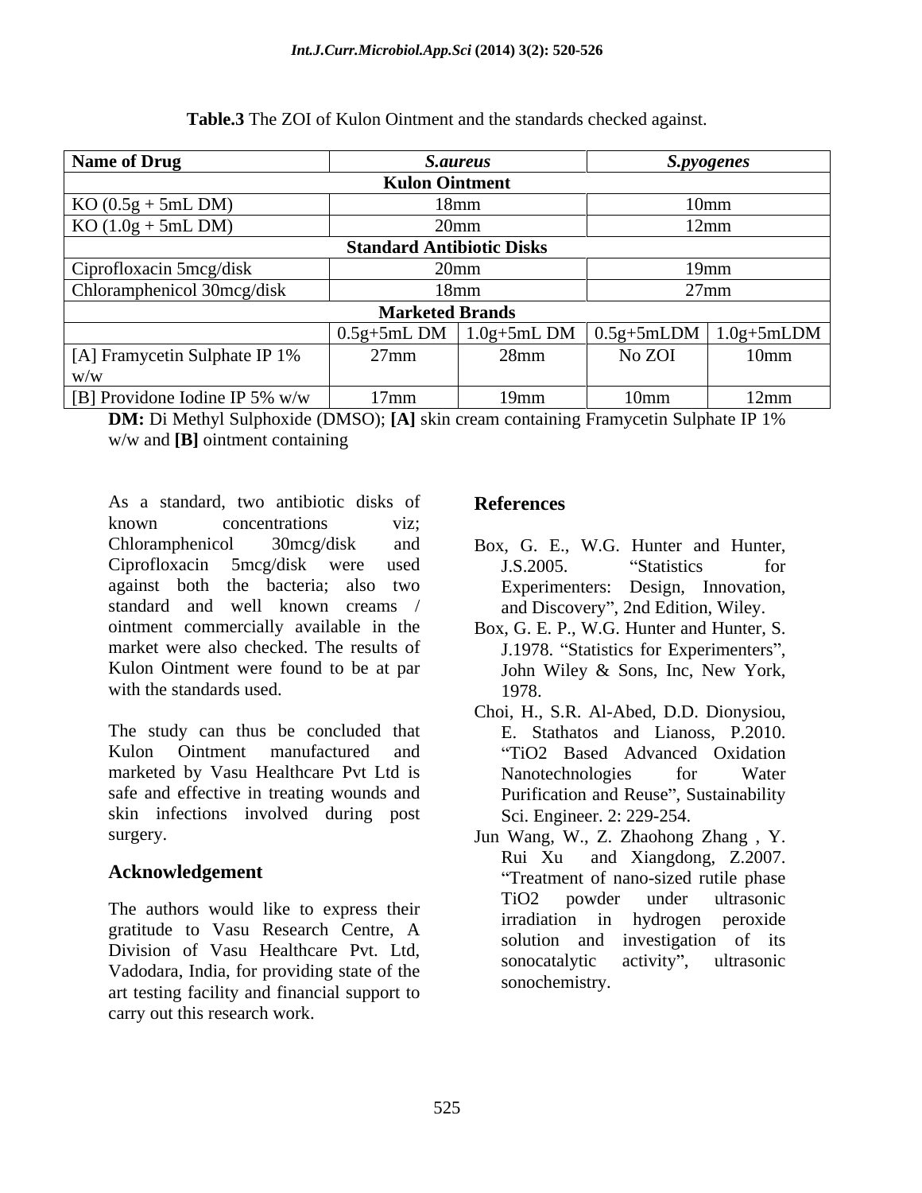**Table.3** The ZOI of Kulon Ointment and the standards checked against.

| Name of Drug | *S.aureus* | | *S.pyogenes* | |
|---|---|---|---|---|
| **Kulon Ointment** | | | | |
| KO (0.5g + 5mL DM) | 18mm | | 10mm | |
| KO (1.0g + 5mL DM) | 20mm | | 12mm | |
| **Standard Antibiotic Disks** | | | | |
| Ciprofloxacin 5mcg/disk | 20mm | | 19mm | |
| Chloramphenicol 30mcg/disk | 18mm | | 27mm | |
| **Marketed Brands** | | | | |
| | 0.5g+5mL DM | 1.0g+5mL DM | 0.5g+5mLDM | 1.0g+5mLDM |
| [A] Framycetin Sulphate IP 1% w/w | 27mm | 28mm | No ZOI | 10mm |
| [B] Providone Iodine IP 5% w/w | 17mm | 19mm | 10mm | 12mm |

**DM:** Di Methyl Sulphoxide (DMSO); **[A]** skin cream containing Framycetin Sulphate IP 1% w/w and **[B]** ointment containing

As a standard, two antibiotic disks of known concentrations viz; Chloramphenicol 30mcg/disk and Ciprofloxacin 5mcg/disk were used against both the bacteria; also two standard and well known creams / ointment commercially available in the market were also checked. The results of Kulon Ointment were found to be at par with the standards used.

The study can thus be concluded that Kulon Ointment manufactured and marketed by Vasu Healthcare Pvt Ltd is safe and effective in treating wounds and skin infections involved during post surgery.

## Acknowledgement

The authors would like to express their gratitude to Vasu Research Centre, A Division of Vasu Healthcare Pvt. Ltd, Vadodara, India, for providing state of the art testing facility and financial support to carry out this research work.

## References

Box, G. E., W.G. Hunter and Hunter, J.S.2005. "Statistics for Experimenters: Design, Innovation, and Discovery", 2nd Edition, Wiley.

Box, G. E. P., W.G. Hunter and Hunter, S. J.1978. "Statistics for Experimenters", John Wiley & Sons, Inc, New York, 1978.

Choi, H., S.R. Al-Abed, D.D. Dionysiou, E. Stathatos and Lianoss, P.2010. "TiO2 Based Advanced Oxidation Nanotechnologies for Water Purification and Reuse", Sustainability Sci. Engineer. 2: 229-254.

Jun Wang, W., Z. Zhaohong Zhang , Y. Rui Xu and Xiangdong, Z.2007. "Treatment of nano-sized rutile phase TiO2 powder under ultrasonic irradiation in hydrogen peroxide solution and investigation of its sonocatalytic activity", ultrasonic sonochemistry.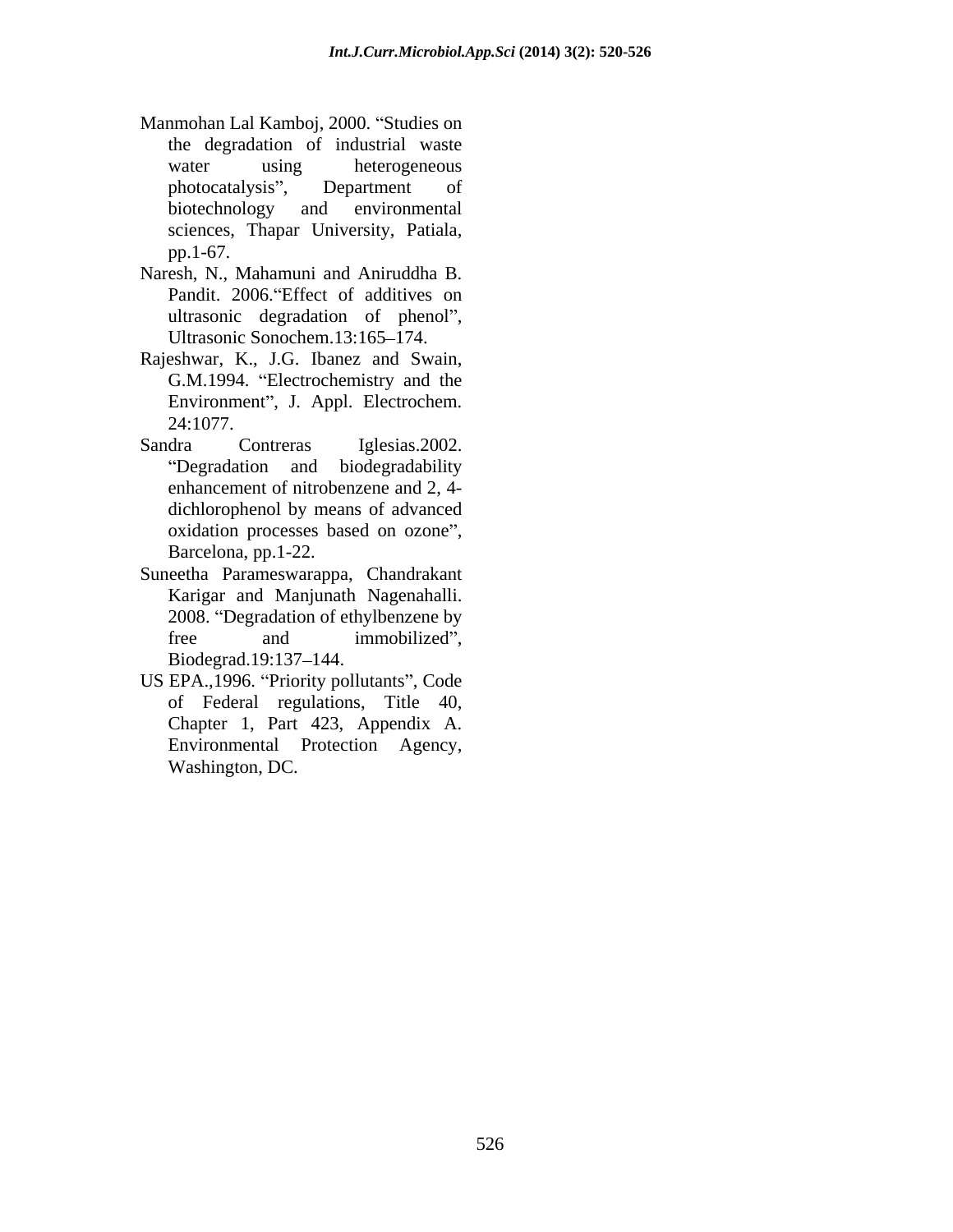Manmohan Lal Kamboj, 2000. "Studies on the degradation of industrial waste water using heterogeneous photocatalysis", Department of biotechnology and environmental sciences, Thapar University, Patiala, pp.1-67.

Naresh, N., Mahamuni and Aniruddha B. Pandit. 2006."Effect of additives on ultrasonic degradation of phenol", Ultrasonic Sonochem.13:165–174.

Rajeshwar, K., J.G. Ibanez and Swain, G.M.1994. "Electrochemistry and the Environment", J. Appl. Electrochem. 24:1077.

Sandra Contreras Iglesias.2002. "Degradation and biodegradability enhancement of nitrobenzene and 2, 4-dichlorophenol by means of advanced oxidation processes based on ozone", Barcelona, pp.1-22.

Suneetha Parameswarappa, Chandrakant Karigar and Manjunath Nagenahalli. 2008. "Degradation of ethylbenzene by free and immobilized", Biodegrad.19:137–144.

US EPA.,1996. "Priority pollutants", Code of Federal regulations, Title 40, Chapter 1, Part 423, Appendix A. Environmental Protection Agency, Washington, DC.